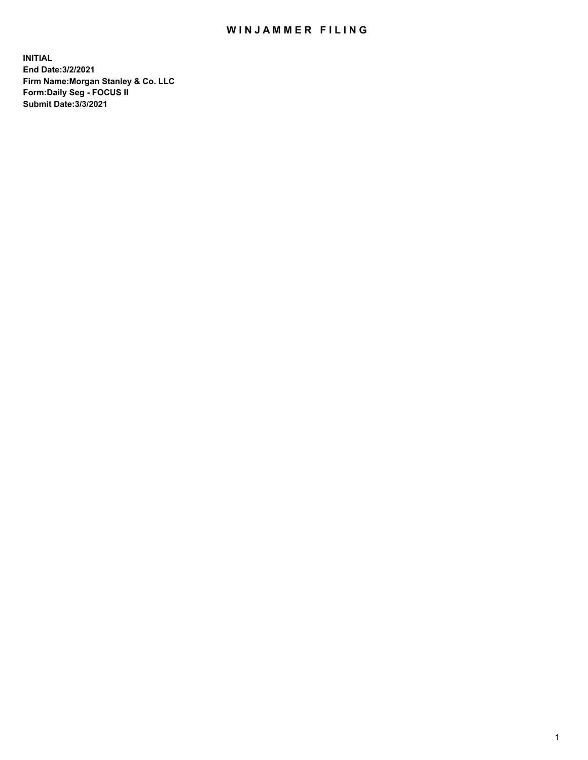# WINJAMMER FILING

**INITIAL**
**End Date:3/2/2021**
**Firm Name:Morgan Stanley & Co. LLC**
**Form:Daily Seg - FOCUS II**
**Submit Date:3/3/2021**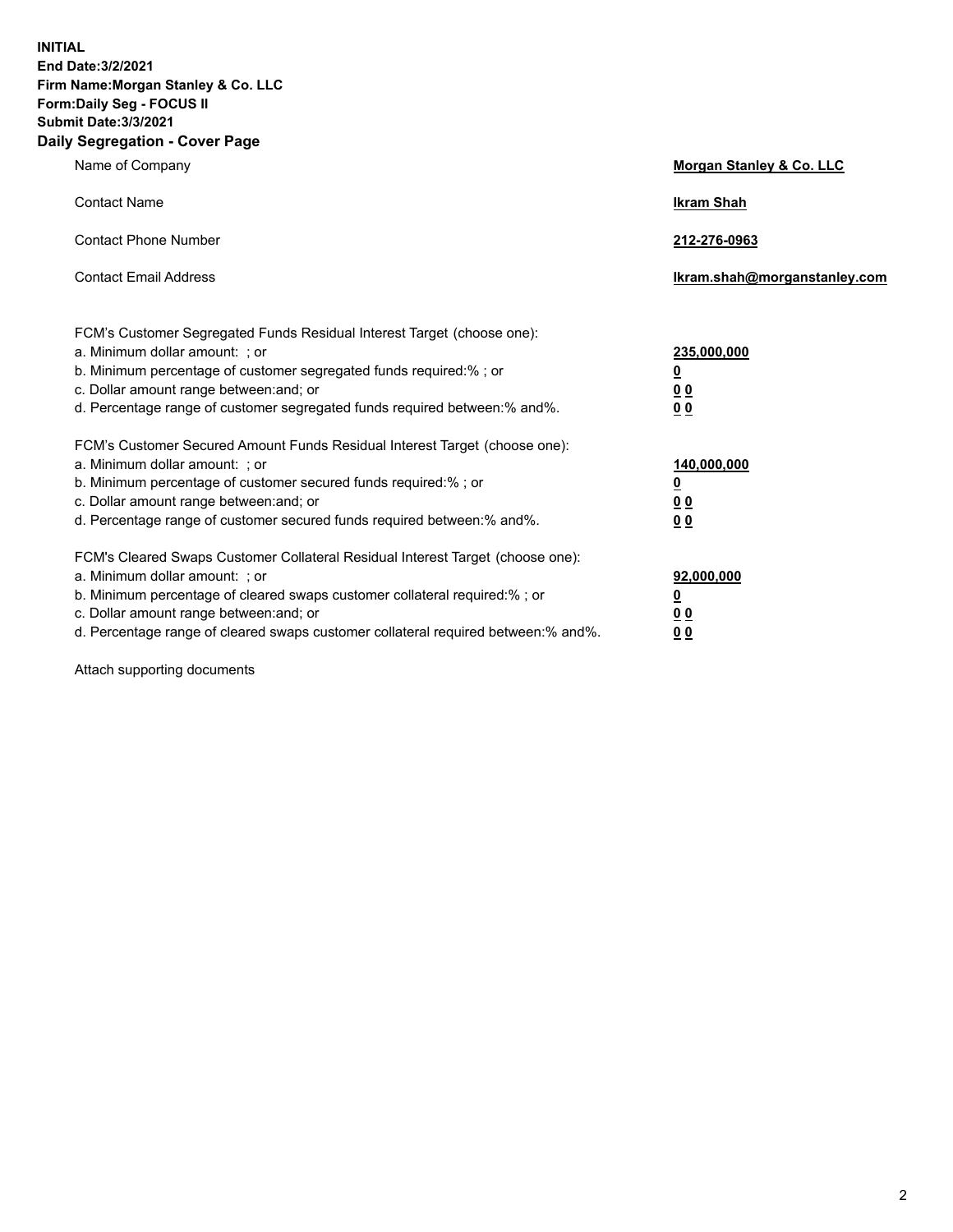**INITIAL**
**End Date:3/2/2021**
**Firm Name:Morgan Stanley & Co. LLC**
**Form:Daily Seg - FOCUS II**
**Submit Date:3/3/2021**

## Daily Segregation - Cover Page

| | |
|---|---|
| Name of Company | **Morgan Stanley & Co. LLC** |
| Contact Name | **Ikram Shah** |
| Contact Phone Number | **212-276-0963** |
| Contact Email Address | **Ikram.shah@morganstanley.com** |

| | |
|---|---|
| FCM's Customer Segregated Funds Residual Interest Target (choose one): | |
| a. Minimum dollar amount: ; or | **235,000,000** |
| b. Minimum percentage of customer segregated funds required:% ; or | **0** |
| c. Dollar amount range between:and; or | **0 0** |
| d. Percentage range of customer segregated funds required between:% and%. | **0 0** |
| FCM's Customer Secured Amount Funds Residual Interest Target (choose one): | |
| a. Minimum dollar amount: ; or | **140,000,000** |
| b. Minimum percentage of customer secured funds required:% ; or | **0** |
| c. Dollar amount range between:and; or | **0 0** |
| d. Percentage range of customer secured funds required between:% and%. | **0 0** |
| FCM's Cleared Swaps Customer Collateral Residual Interest Target (choose one): | |
| a. Minimum dollar amount: ; or | **92,000,000** |
| b. Minimum percentage of cleared swaps customer collateral required:% ; or | **0** |
| c. Dollar amount range between:and; or | **0 0** |
| d. Percentage range of cleared swaps customer collateral required between:% and%. | **0 0** |

Attach supporting documents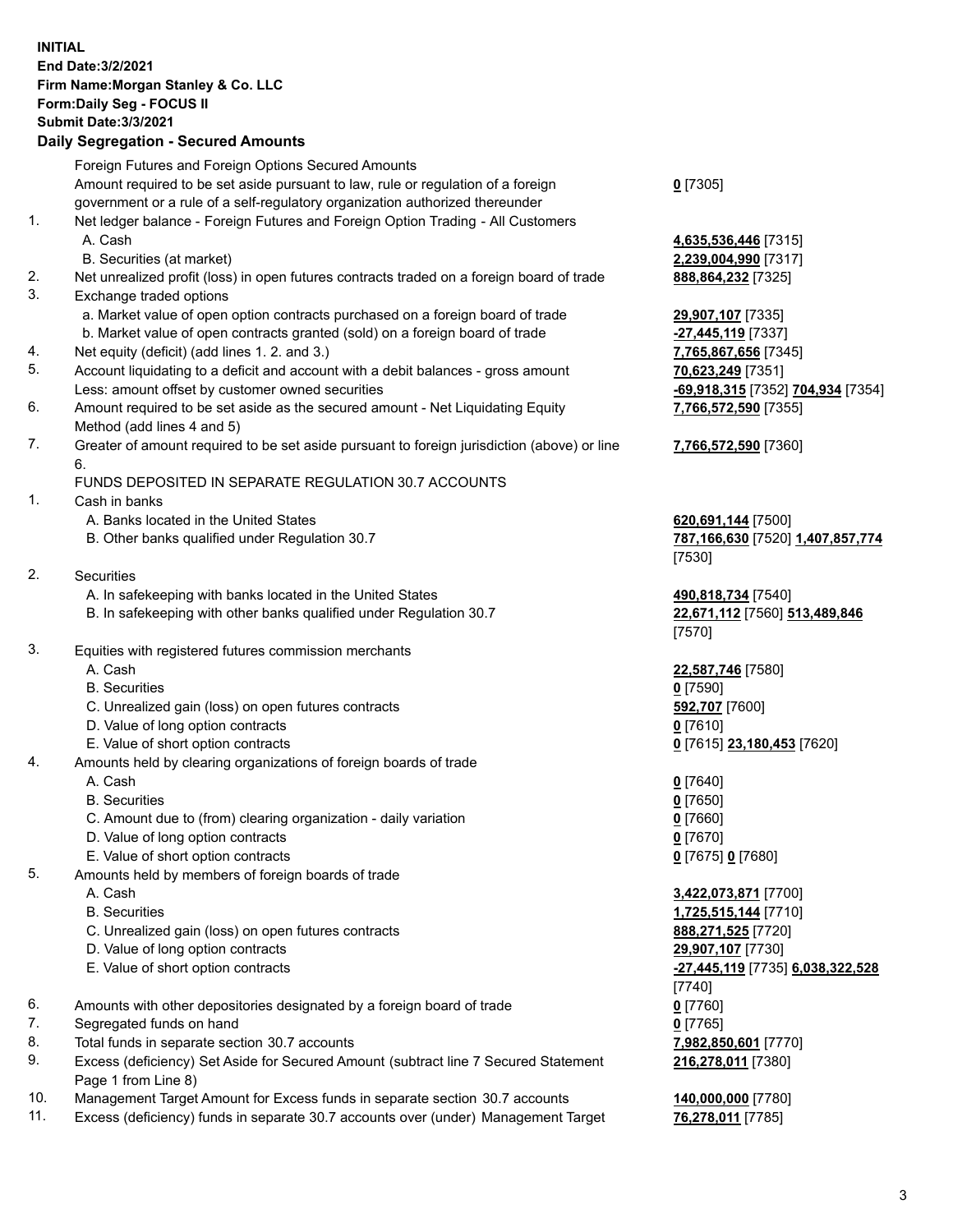**INITIAL**
**End Date:3/2/2021**
**Firm Name:Morgan Stanley & Co. LLC**
**Form:Daily Seg - FOCUS II**
**Submit Date:3/3/2021**

### Daily Segregation - Secured Amounts

| | | |
|---|---|---|
| | Foreign Futures and Foreign Options Secured Amounts | |
| | Amount required to be set aside pursuant to law, rule or regulation of a foreign government or a rule of a self-regulatory organization authorized thereunder | **0** [7305] |
| 1. | Net ledger balance - Foreign Futures and Foreign Option Trading - All Customers | |
| | A. Cash | **4,635,536,446** [7315] |
| | B. Securities (at market) | **2,239,004,990** [7317] |
| 2. | Net unrealized profit (loss) in open futures contracts traded on a foreign board of trade | **888,864,232** [7325] |
| 3. | Exchange traded options | |
| | a. Market value of open option contracts purchased on a foreign board of trade | **29,907,107** [7335] |
| | b. Market value of open contracts granted (sold) on a foreign board of trade | **-27,445,119** [7337] |
| 4. | Net equity (deficit) (add lines 1. 2. and 3.) | **7,765,867,656** [7345] |
| 5. | Account liquidating to a deficit and account with a debit balances - gross amount | **70,623,249** [7351] |
| | Less: amount offset by customer owned securities | **-69,918,315** [7352] **704,934** [7354] |
| 6. | Amount required to be set aside as the secured amount - Net Liquidating Equity Method (add lines 4 and 5) | **7,766,572,590** [7355] |
| 7. | Greater of amount required to be set aside pursuant to foreign jurisdiction (above) or line 6. | **7,766,572,590** [7360] |
| | FUNDS DEPOSITED IN SEPARATE REGULATION 30.7 ACCOUNTS | |
| 1. | Cash in banks | |
| | A. Banks located in the United States | **620,691,144** [7500] |
| | B. Other banks qualified under Regulation 30.7 | **787,166,630** [7520] **1,407,857,774** [7530] |
| 2. | Securities | |
| | A. In safekeeping with banks located in the United States | **490,818,734** [7540] |
| | B. In safekeeping with other banks qualified under Regulation 30.7 | **22,671,112** [7560] **513,489,846** [7570] |
| 3. | Equities with registered futures commission merchants | |
| | A. Cash | **22,587,746** [7580] |
| | B. Securities | **0** [7590] |
| | C. Unrealized gain (loss) on open futures contracts | **592,707** [7600] |
| | D. Value of long option contracts | **0** [7610] |
| | E. Value of short option contracts | **0** [7615] **23,180,453** [7620] |
| 4. | Amounts held by clearing organizations of foreign boards of trade | |
| | A. Cash | **0** [7640] |
| | B. Securities | **0** [7650] |
| | C. Amount due to (from) clearing organization - daily variation | **0** [7660] |
| | D. Value of long option contracts | **0** [7670] |
| | E. Value of short option contracts | **0** [7675] **0** [7680] |
| 5. | Amounts held by members of foreign boards of trade | |
| | A. Cash | **3,422,073,871** [7700] |
| | B. Securities | **1,725,515,144** [7710] |
| | C. Unrealized gain (loss) on open futures contracts | **888,271,525** [7720] |
| | D. Value of long option contracts | **29,907,107** [7730] |
| | E. Value of short option contracts | **-27,445,119** [7735] **6,038,322,528** [7740] |
| 6. | Amounts with other depositories designated by a foreign board of trade | **0** [7760] |
| 7. | Segregated funds on hand | **0** [7765] |
| 8. | Total funds in separate section 30.7 accounts | **7,982,850,601** [7770] |
| 9. | Excess (deficiency) Set Aside for Secured Amount (subtract line 7 Secured Statement Page 1 from Line 8) | **216,278,011** [7380] |
| 10. | Management Target Amount for Excess funds in separate section 30.7 accounts | **140,000,000** [7780] |
| 11. | Excess (deficiency) funds in separate 30.7 accounts over (under) Management Target | **76,278,011** [7785] |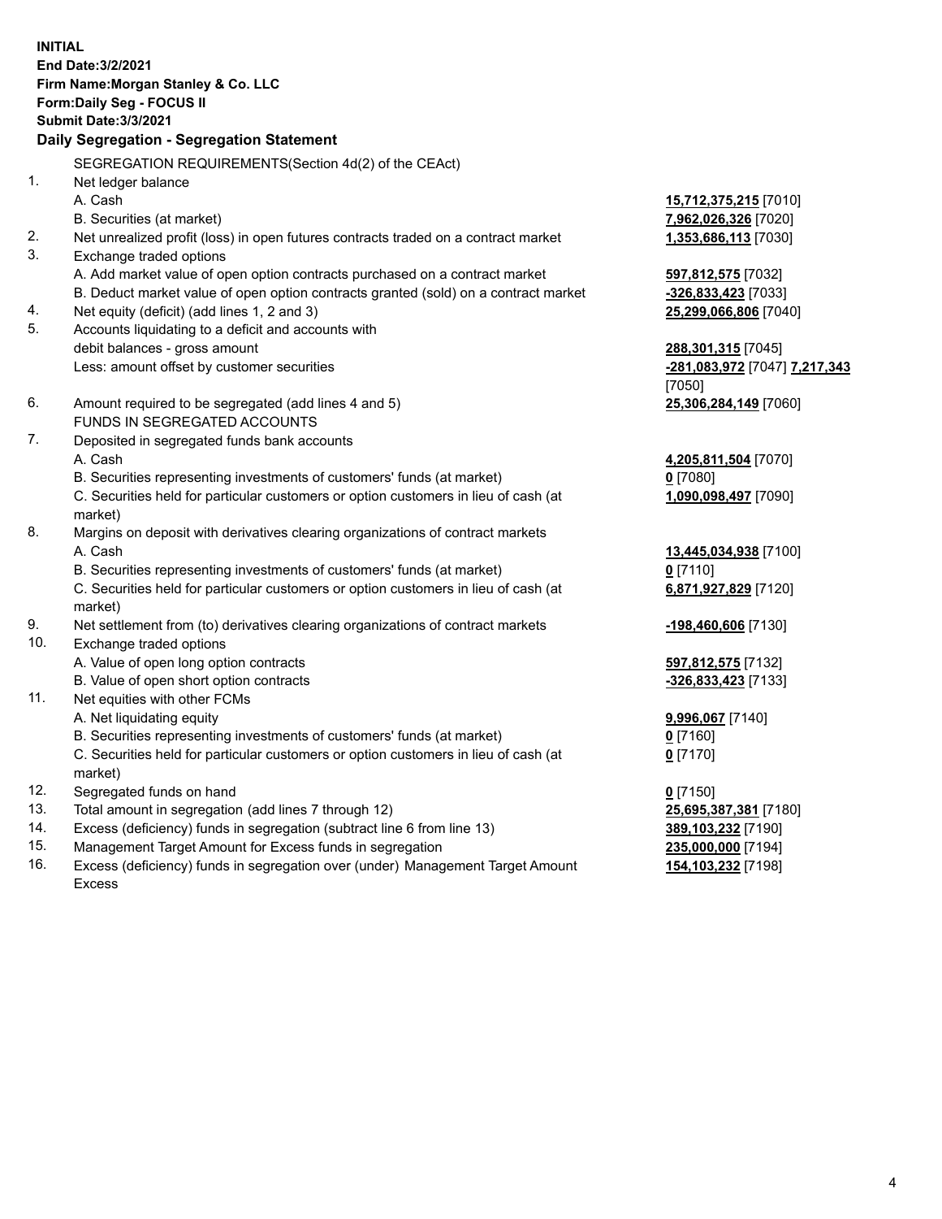**INITIAL**
**End Date:3/2/2021**
**Firm Name:Morgan Stanley & Co. LLC**
**Form:Daily Seg - FOCUS II**
**Submit Date:3/3/2021**

**Daily Segregation - Segregation Statement**

SEGREGATION REQUIREMENTS(Section 4d(2) of the CEAct)

| | | |
|---|---|---|
| 1. | Net ledger balance | |
| | A. Cash | **15,712,375,215** [7010] |
| | B. Securities (at market) | **7,962,026,326** [7020] |
| 2. | Net unrealized profit (loss) in open futures contracts traded on a contract market | **1,353,686,113** [7030] |
| 3. | Exchange traded options | |
| | A. Add market value of open option contracts purchased on a contract market | **597,812,575** [7032] |
| | B. Deduct market value of open option contracts granted (sold) on a contract market | **-326,833,423** [7033] |
| 4. | Net equity (deficit) (add lines 1, 2 and 3) | **25,299,066,806** [7040] |
| 5. | Accounts liquidating to a deficit and accounts with debit balances - gross amount | **288,301,315** [7045] |
| | Less: amount offset by customer securities | **-281,083,972** [7047] **7,217,343** [7050] |
| 6. | Amount required to be segregated (add lines 4 and 5) | **25,306,284,149** [7060] |
| | FUNDS IN SEGREGATED ACCOUNTS | |
| 7. | Deposited in segregated funds bank accounts | |
| | A. Cash | **4,205,811,504** [7070] |
| | B. Securities representing investments of customers' funds (at market) | **0** [7080] |
| | C. Securities held for particular customers or option customers in lieu of cash (at market) | **1,090,098,497** [7090] |
| 8. | Margins on deposit with derivatives clearing organizations of contract markets | |
| | A. Cash | **13,445,034,938** [7100] |
| | B. Securities representing investments of customers' funds (at market) | **0** [7110] |
| | C. Securities held for particular customers or option customers in lieu of cash (at market) | **6,871,927,829** [7120] |
| 9. | Net settlement from (to) derivatives clearing organizations of contract markets | **-198,460,606** [7130] |
| 10. | Exchange traded options | |
| | A. Value of open long option contracts | **597,812,575** [7132] |
| | B. Value of open short option contracts | **-326,833,423** [7133] |
| 11. | Net equities with other FCMs | |
| | A. Net liquidating equity | **9,996,067** [7140] |
| | B. Securities representing investments of customers' funds (at market) | **0** [7160] |
| | C. Securities held for particular customers or option customers in lieu of cash (at market) | **0** [7170] |
| 12. | Segregated funds on hand | **0** [7150] |
| 13. | Total amount in segregation (add lines 7 through 12) | **25,695,387,381** [7180] |
| 14. | Excess (deficiency) funds in segregation (subtract line 6 from line 13) | **389,103,232** [7190] |
| 15. | Management Target Amount for Excess funds in segregation | **235,000,000** [7194] |
| 16. | Excess (deficiency) funds in segregation over (under) Management Target Amount Excess | **154,103,232** [7198] |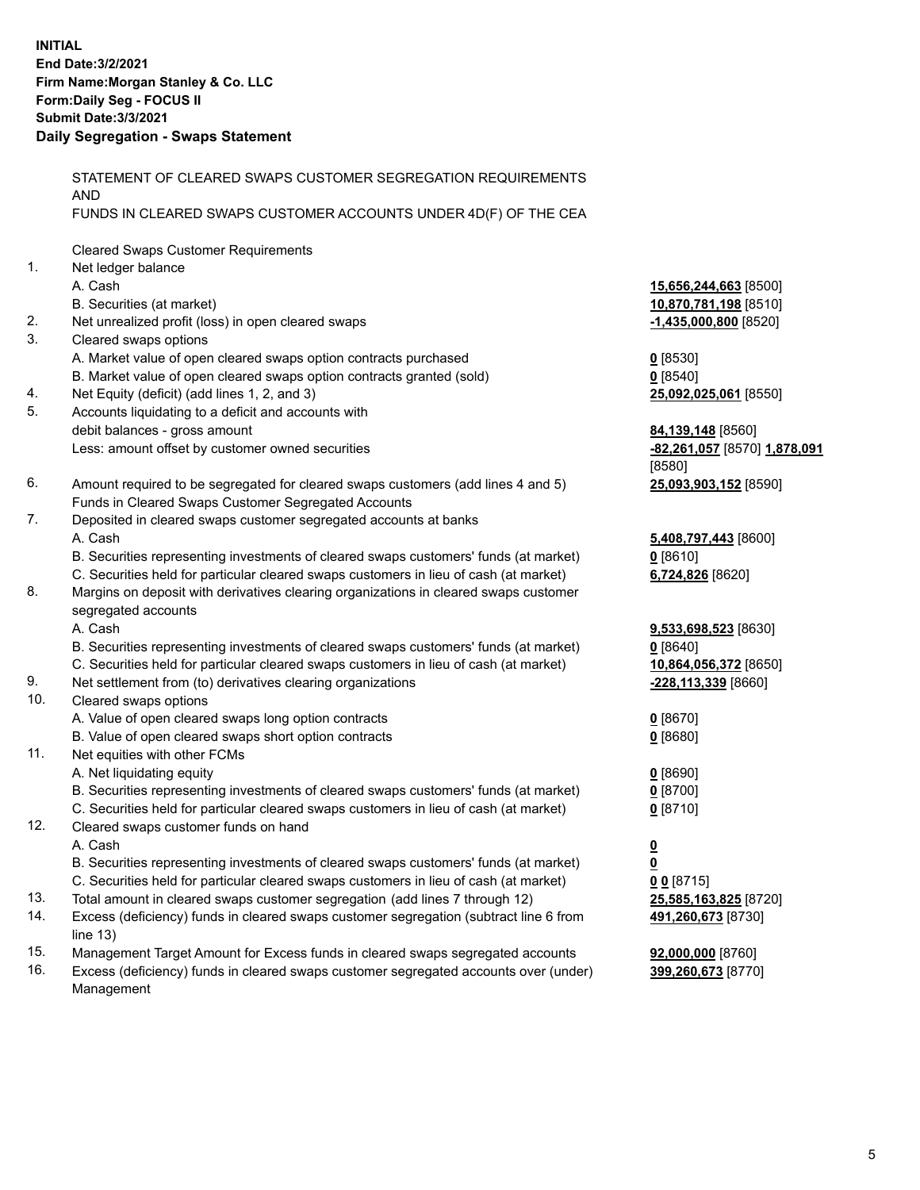**INITIAL**
**End Date:3/2/2021**
**Firm Name:Morgan Stanley & Co. LLC**
**Form:Daily Seg - FOCUS II**
**Submit Date:3/3/2021**
**Daily Segregation - Swaps Statement**

STATEMENT OF CLEARED SWAPS CUSTOMER SEGREGATION REQUIREMENTS AND
FUNDS IN CLEARED SWAPS CUSTOMER ACCOUNTS UNDER 4D(F) OF THE CEA

| | | |
|---|---|---|
| | Cleared Swaps Customer Requirements | |
| 1. | Net ledger balance | |
| | A. Cash | **15,656,244,663** [8500] |
| | B. Securities (at market) | **10,870,781,198** [8510] |
| 2. | Net unrealized profit (loss) in open cleared swaps | **-1,435,000,800** [8520] |
| 3. | Cleared swaps options | |
| | A. Market value of open cleared swaps option contracts purchased | **0** [8530] |
| | B. Market value of open cleared swaps option contracts granted (sold) | **0** [8540] |
| 4. | Net Equity (deficit) (add lines 1, 2, and 3) | **25,092,025,061** [8550] |
| 5. | Accounts liquidating to a deficit and accounts with debit balances - gross amount | **84,139,148** [8560] |
| | Less: amount offset by customer owned securities | **-82,261,057** [8570] **1,878,091** [8580] |
| 6. | Amount required to be segregated for cleared swaps customers (add lines 4 and 5) | **25,093,903,152** [8590] |
| | Funds in Cleared Swaps Customer Segregated Accounts | |
| 7. | Deposited in cleared swaps customer segregated accounts at banks | |
| | A. Cash | **5,408,797,443** [8600] |
| | B. Securities representing investments of cleared swaps customers' funds (at market) | **0** [8610] |
| | C. Securities held for particular cleared swaps customers in lieu of cash (at market) | **6,724,826** [8620] |
| 8. | Margins on deposit with derivatives clearing organizations in cleared swaps customer segregated accounts | |
| | A. Cash | **9,533,698,523** [8630] |
| | B. Securities representing investments of cleared swaps customers' funds (at market) | **0** [8640] |
| | C. Securities held for particular cleared swaps customers in lieu of cash (at market) | **10,864,056,372** [8650] |
| 9. | Net settlement from (to) derivatives clearing organizations | **-228,113,339** [8660] |
| 10. | Cleared swaps options | |
| | A. Value of open cleared swaps long option contracts | **0** [8670] |
| | B. Value of open cleared swaps short option contracts | **0** [8680] |
| 11. | Net equities with other FCMs | |
| | A. Net liquidating equity | **0** [8690] |
| | B. Securities representing investments of cleared swaps customers' funds (at market) | **0** [8700] |
| | C. Securities held for particular cleared swaps customers in lieu of cash (at market) | **0** [8710] |
| 12. | Cleared swaps customer funds on hand | |
| | A. Cash | **0** |
| | B. Securities representing investments of cleared swaps customers' funds (at market) | **0** |
| | C. Securities held for particular cleared swaps customers in lieu of cash (at market) | **0** **0** [8715] |
| 13. | Total amount in cleared swaps customer segregation (add lines 7 through 12) | **25,585,163,825** [8720] |
| 14. | Excess (deficiency) funds in cleared swaps customer segregation (subtract line 6 from line 13) | **491,260,673** [8730] |
| 15. | Management Target Amount for Excess funds in cleared swaps segregated accounts | **92,000,000** [8760] |
| 16. | Excess (deficiency) funds in cleared swaps customer segregated accounts over (under) Management | **399,260,673** [8770] |